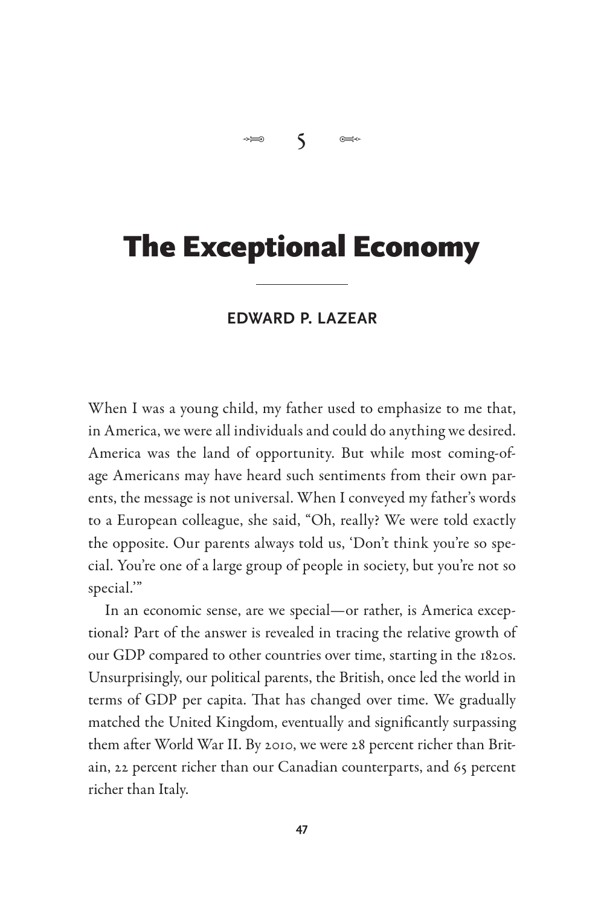5

# The Exceptional Economy

**EDWARD P. LAZEAR**

When I was a young child, my father used to emphasize to me that, in America, we were all individuals and could do anything we desired. America was the land of opportunity. But while most coming-of-age Americans may have heard such sentiments from their own parents, the message is not universal. When I conveyed my father's words to a European colleague, she said, "Oh, really? We were told exactly the opposite. Our parents always told us, 'Don't think you're so special. You're one of a large group of people in society, but you're not so special.'"

In an economic sense, are we special—or rather, is America exceptional? Part of the answer is revealed in tracing the relative growth of our GDP compared to other countries over time, starting in the 1820s. Unsurprisingly, our political parents, the British, once led the world in terms of GDP per capita. That has changed over time. We gradually matched the United Kingdom, eventually and significantly surpassing them after World War II. By 2010, we were 28 percent richer than Britain, 22 percent richer than our Canadian counterparts, and 65 percent richer than Italy.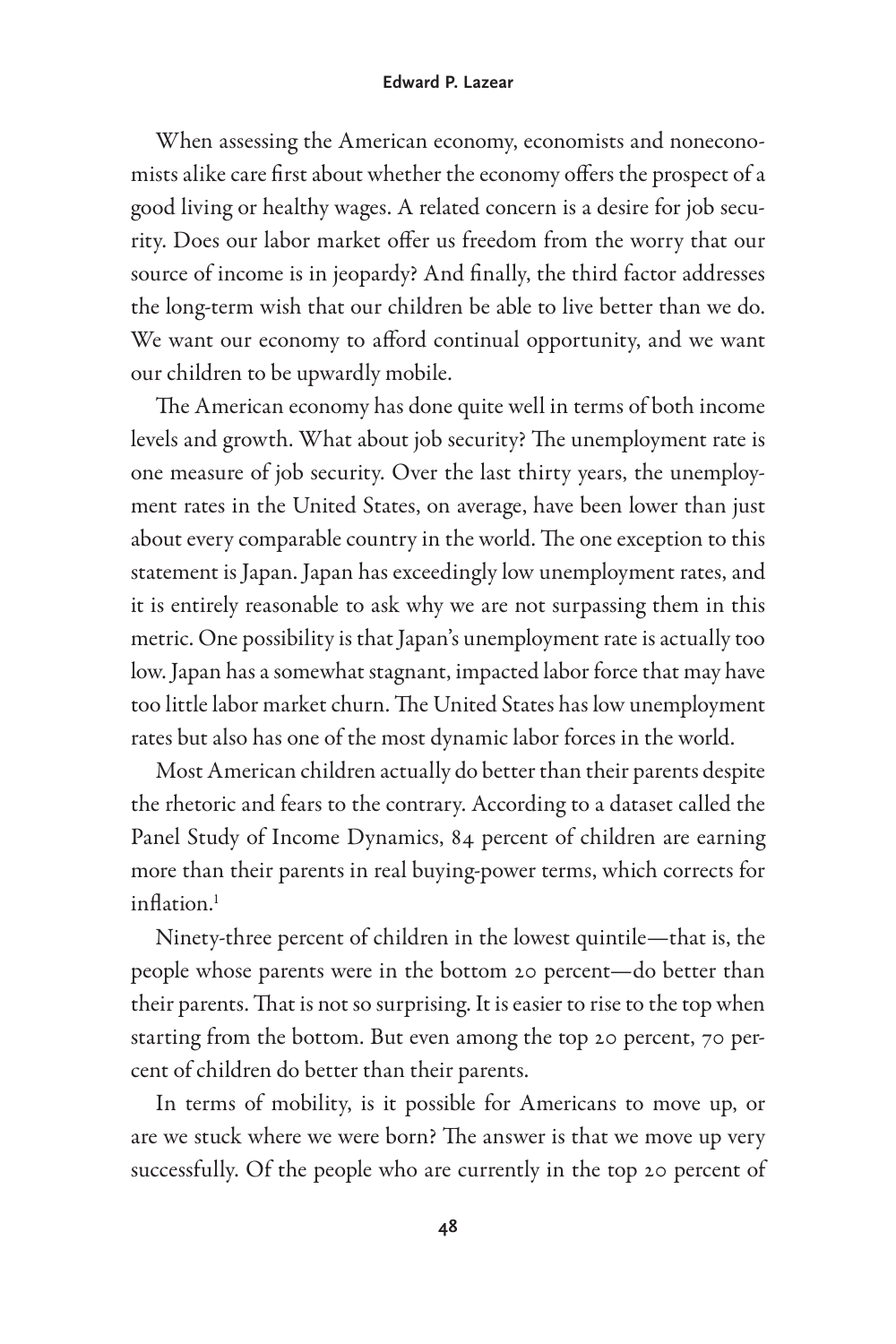When assessing the American economy, economists and noneconomists alike care first about whether the economy offers the prospect of a good living or healthy wages. A related concern is a desire for job security. Does our labor market offer us freedom from the worry that our source of income is in jeopardy? And finally, the third factor addresses the long-term wish that our children be able to live better than we do. We want our economy to afford continual opportunity, and we want our children to be upwardly mobile.

The American economy has done quite well in terms of both income levels and growth. What about job security? The unemployment rate is one measure of job security. Over the last thirty years, the unemployment rates in the United States, on average, have been lower than just about every comparable country in the world. The one exception to this statement is Japan. Japan has exceedingly low unemployment rates, and it is entirely reasonable to ask why we are not surpassing them in this metric. One possibility is that Japan's unemployment rate is actually too low. Japan has a somewhat stagnant, impacted labor force that may have too little labor market churn. The United States has low unemployment rates but also has one of the most dynamic labor forces in the world.

Most American children actually do better than their parents despite the rhetoric and fears to the contrary. According to a dataset called the Panel Study of Income Dynamics, 84 percent of children are earning more than their parents in real buying-power terms, which corrects for inflation.[1]

Ninety-three percent of children in the lowest quintile—that is, the people whose parents were in the bottom 20 percent—do better than their parents. That is not so surprising. It is easier to rise to the top when starting from the bottom. But even among the top 20 percent, 70 percent of children do better than their parents.

In terms of mobility, is it possible for Americans to move up, or are we stuck where we were born? The answer is that we move up very successfully. Of the people who are currently in the top 20 percent of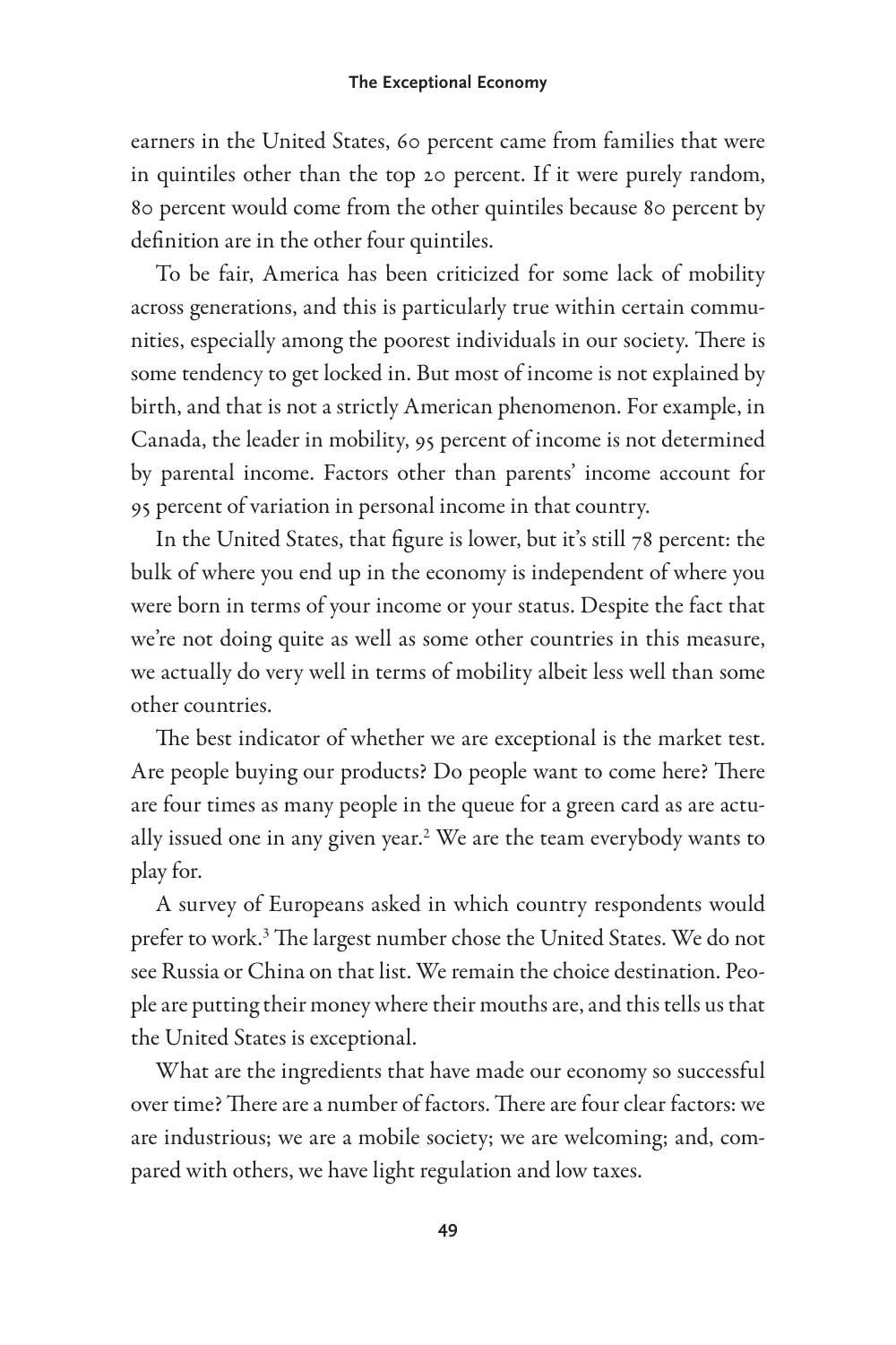earners in the United States, 60 percent came from families that were in quintiles other than the top 20 percent. If it were purely random, 80 percent would come from the other quintiles because 80 percent by definition are in the other four quintiles.

To be fair, America has been criticized for some lack of mobility across generations, and this is particularly true within certain communities, especially among the poorest individuals in our society. There is some tendency to get locked in. But most of income is not explained by birth, and that is not a strictly American phenomenon. For example, in Canada, the leader in mobility, 95 percent of income is not determined by parental income. Factors other than parents' income account for 95 percent of variation in personal income in that country.

In the United States, that figure is lower, but it's still 78 percent: the bulk of where you end up in the economy is independent of where you were born in terms of your income or your status. Despite the fact that we're not doing quite as well as some other countries in this measure, we actually do very well in terms of mobility albeit less well than some other countries.

The best indicator of whether we are exceptional is the market test. Are people buying our products? Do people want to come here? There are four times as many people in the queue for a green card as are actually issued one in any given year.[2] We are the team everybody wants to play for.

A survey of Europeans asked in which country respondents would prefer to work.[3] The largest number chose the United States. We do not see Russia or China on that list. We remain the choice destination. People are putting their money where their mouths are, and this tells us that the United States is exceptional.

What are the ingredients that have made our economy so successful over time? There are a number of factors. There are four clear factors: we are industrious; we are a mobile society; we are welcoming; and, compared with others, we have light regulation and low taxes.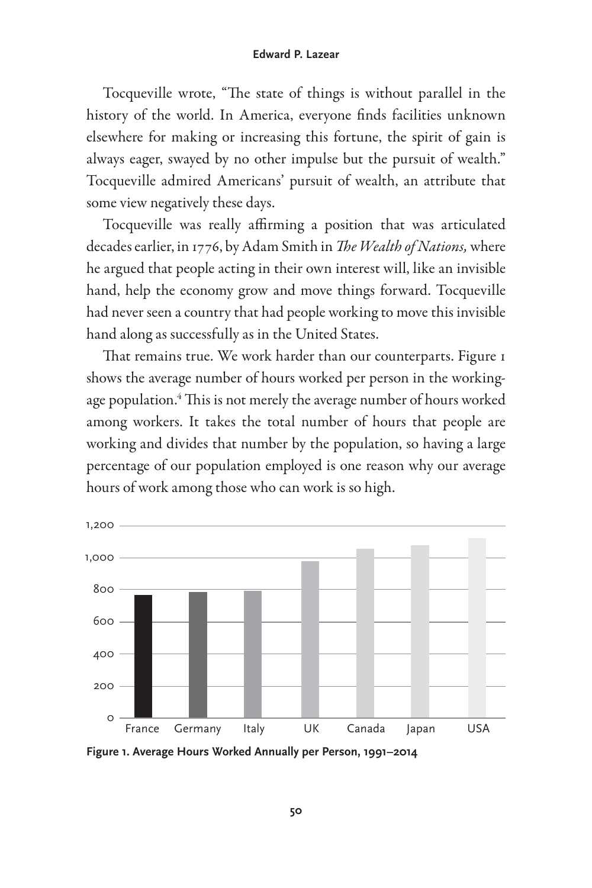Tocqueville wrote, "The state of things is without parallel in the history of the world. In America, everyone finds facilities unknown elsewhere for making or increasing this fortune, the spirit of gain is always eager, swayed by no other impulse but the pursuit of wealth." Tocqueville admired Americans' pursuit of wealth, an attribute that some view negatively these days.

Tocqueville was really affirming a position that was articulated decades earlier, in 1776, by Adam Smith in *The Wealth of Nations,* where he argued that people acting in their own interest will, like an invisible hand, help the economy grow and move things forward. Tocqueville had never seen a country that had people working to move this invisible hand along as successfully as in the United States.

That remains true. We work harder than our counterparts. Figure 1 shows the average number of hours worked per person in the working-age population.[4] This is not merely the average number of hours worked among workers. It takes the total number of hours that people are working and divides that number by the population, so having a large percentage of our population employed is one reason why our average hours of work among those who can work is so high.

**Figure 1. Average Hours Worked Annually per Person, 1991–2014**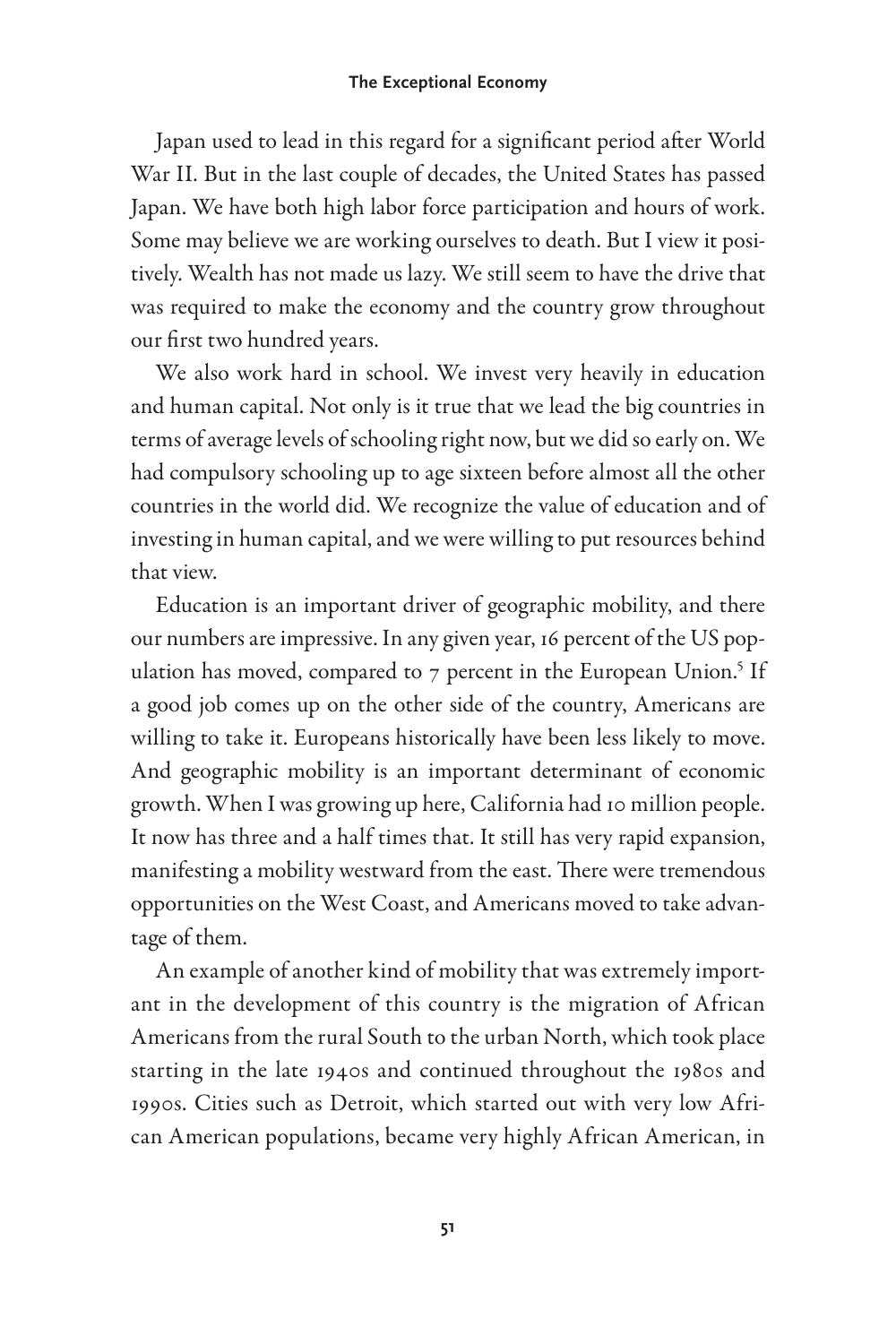Japan used to lead in this regard for a significant period after World War II. But in the last couple of decades, the United States has passed Japan. We have both high labor force participation and hours of work. Some may believe we are working ourselves to death. But I view it positively. Wealth has not made us lazy. We still seem to have the drive that was required to make the economy and the country grow throughout our first two hundred years.

We also work hard in school. We invest very heavily in education and human capital. Not only is it true that we lead the big countries in terms of average levels of schooling right now, but we did so early on. We had compulsory schooling up to age sixteen before almost all the other countries in the world did. We recognize the value of education and of investing in human capital, and we were willing to put resources behind that view.

Education is an important driver of geographic mobility, and there our numbers are impressive. In any given year, 16 percent of the US population has moved, compared to 7 percent in the European Union.[5] If a good job comes up on the other side of the country, Americans are willing to take it. Europeans historically have been less likely to move. And geographic mobility is an important determinant of economic growth. When I was growing up here, California had 10 million people. It now has three and a half times that. It still has very rapid expansion, manifesting a mobility westward from the east. There were tremendous opportunities on the West Coast, and Americans moved to take advantage of them.

An example of another kind of mobility that was extremely important in the development of this country is the migration of African Americans from the rural South to the urban North, which took place starting in the late 1940s and continued throughout the 1980s and 1990s. Cities such as Detroit, which started out with very low African American populations, became very highly African American, in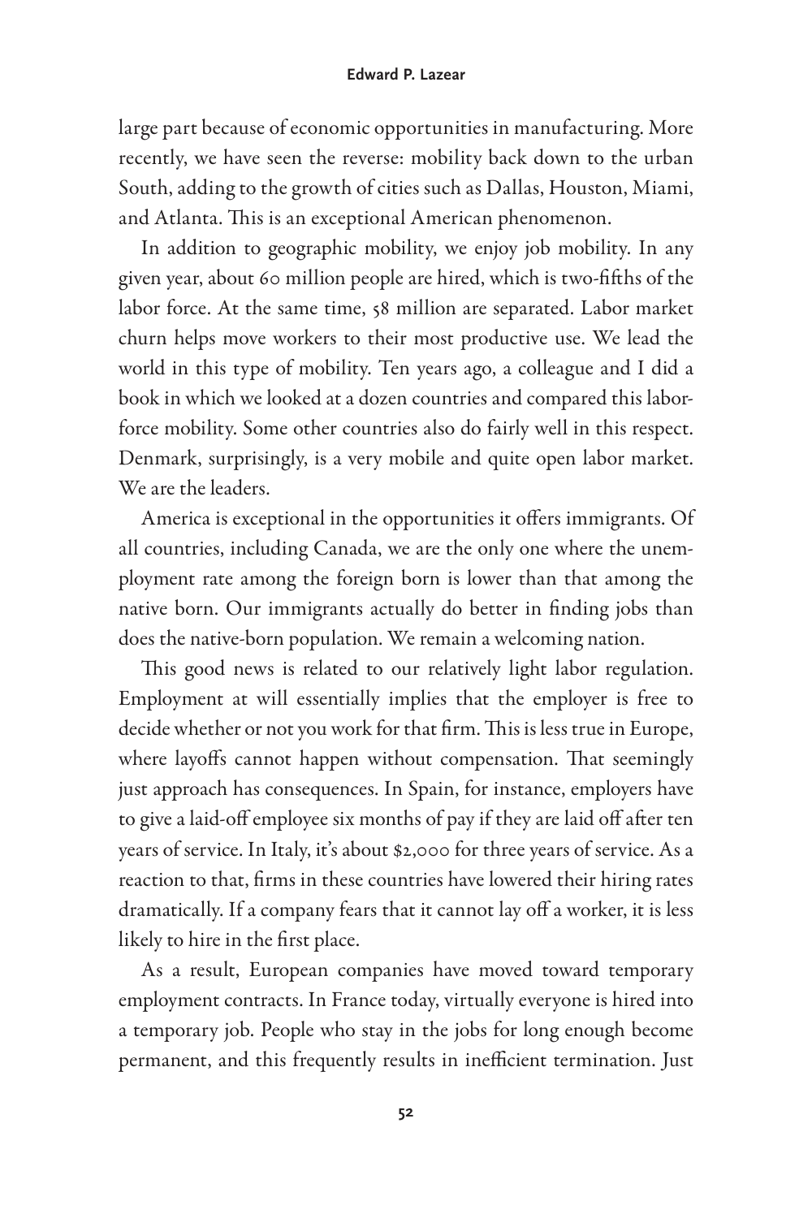large part because of economic opportunities in manufacturing. More recently, we have seen the reverse: mobility back down to the urban South, adding to the growth of cities such as Dallas, Houston, Miami, and Atlanta. This is an exceptional American phenomenon.

In addition to geographic mobility, we enjoy job mobility. In any given year, about 60 million people are hired, which is two-fifths of the labor force. At the same time, 58 million are separated. Labor market churn helps move workers to their most productive use. We lead the world in this type of mobility. Ten years ago, a colleague and I did a book in which we looked at a dozen countries and compared this labor-force mobility. Some other countries also do fairly well in this respect. Denmark, surprisingly, is a very mobile and quite open labor market. We are the leaders.

America is exceptional in the opportunities it offers immigrants. Of all countries, including Canada, we are the only one where the unemployment rate among the foreign born is lower than that among the native born. Our immigrants actually do better in finding jobs than does the native-born population. We remain a welcoming nation.

This good news is related to our relatively light labor regulation. Employment at will essentially implies that the employer is free to decide whether or not you work for that firm. This is less true in Europe, where layoffs cannot happen without compensation. That seemingly just approach has consequences. In Spain, for instance, employers have to give a laid-off employee six months of pay if they are laid off after ten years of service. In Italy, it's about $2,000 for three years of service. As a reaction to that, firms in these countries have lowered their hiring rates dramatically. If a company fears that it cannot lay off a worker, it is less likely to hire in the first place.

As a result, European companies have moved toward temporary employment contracts. In France today, virtually everyone is hired into a temporary job. People who stay in the jobs for long enough become permanent, and this frequently results in inefficient termination. Just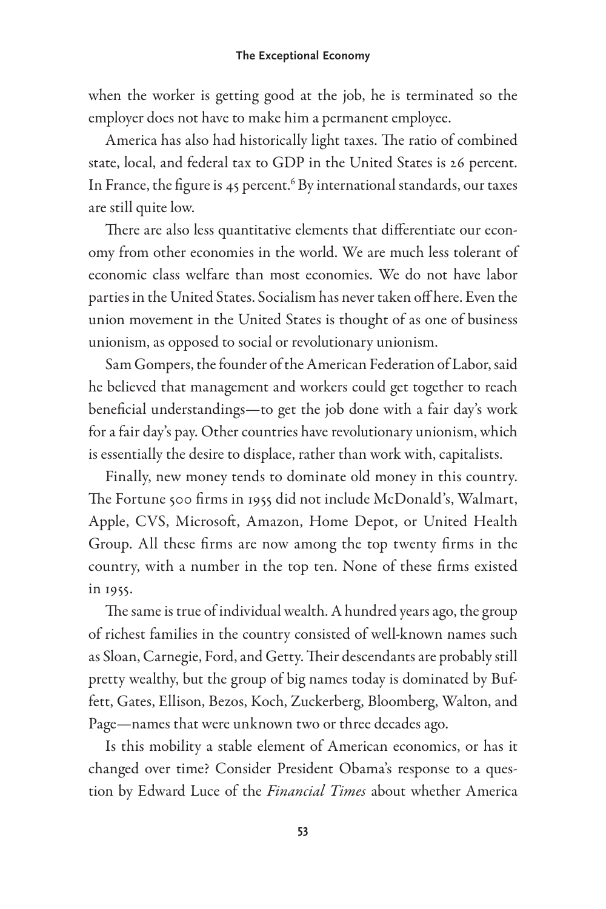when the worker is getting good at the job, he is terminated so the employer does not have to make him a permanent employee.

America has also had historically light taxes. The ratio of combined state, local, and federal tax to GDP in the United States is 26 percent. In France, the figure is 45 percent.[6] By international standards, our taxes are still quite low.

There are also less quantitative elements that differentiate our economy from other economies in the world. We are much less tolerant of economic class welfare than most economies. We do not have labor parties in the United States. Socialism has never taken off here. Even the union movement in the United States is thought of as one of business unionism, as opposed to social or revolutionary unionism.

Sam Gompers, the founder of the American Federation of Labor, said he believed that management and workers could get together to reach beneficial understandings—to get the job done with a fair day's work for a fair day's pay. Other countries have revolutionary unionism, which is essentially the desire to displace, rather than work with, capitalists.

Finally, new money tends to dominate old money in this country. The Fortune 500 firms in 1955 did not include McDonald's, Walmart, Apple, CVS, Microsoft, Amazon, Home Depot, or United Health Group. All these firms are now among the top twenty firms in the country, with a number in the top ten. None of these firms existed in 1955.

The same is true of individual wealth. A hundred years ago, the group of richest families in the country consisted of well-known names such as Sloan, Carnegie, Ford, and Getty. Their descendants are probably still pretty wealthy, but the group of big names today is dominated by Buffett, Gates, Ellison, Bezos, Koch, Zuckerberg, Bloomberg, Walton, and Page—names that were unknown two or three decades ago.

Is this mobility a stable element of American economics, or has it changed over time? Consider President Obama's response to a question by Edward Luce of the *Financial Times* about whether America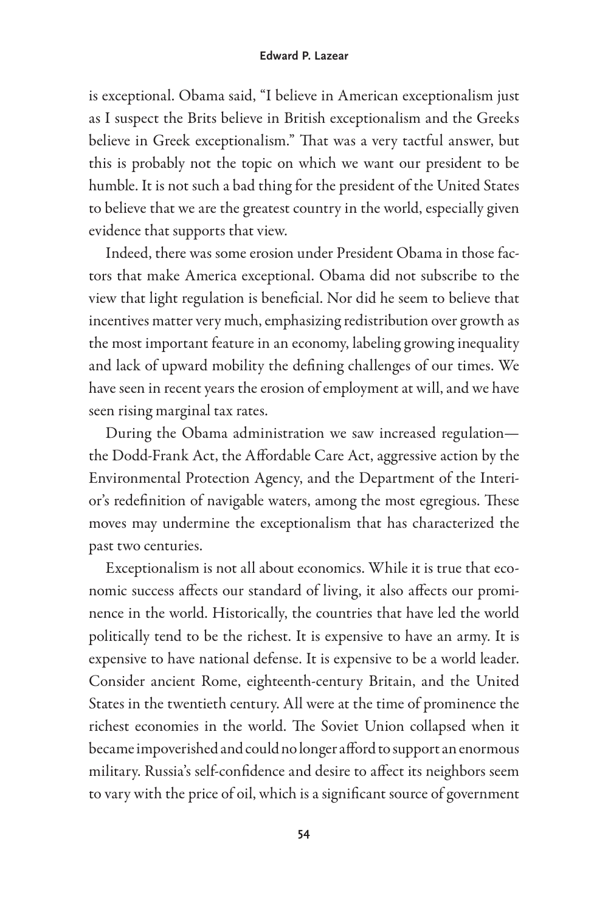is exceptional. Obama said, "I believe in American exceptionalism just as I suspect the Brits believe in British exceptionalism and the Greeks believe in Greek exceptionalism." That was a very tactful answer, but this is probably not the topic on which we want our president to be humble. It is not such a bad thing for the president of the United States to believe that we are the greatest country in the world, especially given evidence that supports that view.

Indeed, there was some erosion under President Obama in those factors that make America exceptional. Obama did not subscribe to the view that light regulation is beneficial. Nor did he seem to believe that incentives matter very much, emphasizing redistribution over growth as the most important feature in an economy, labeling growing inequality and lack of upward mobility the defining challenges of our times. We have seen in recent years the erosion of employment at will, and we have seen rising marginal tax rates.

During the Obama administration we saw increased regulation—the Dodd-Frank Act, the Affordable Care Act, aggressive action by the Environmental Protection Agency, and the Department of the Interior's redefinition of navigable waters, among the most egregious. These moves may undermine the exceptionalism that has characterized the past two centuries.

Exceptionalism is not all about economics. While it is true that economic success affects our standard of living, it also affects our prominence in the world. Historically, the countries that have led the world politically tend to be the richest. It is expensive to have an army. It is expensive to have national defense. It is expensive to be a world leader. Consider ancient Rome, eighteenth-century Britain, and the United States in the twentieth century. All were at the time of prominence the richest economies in the world. The Soviet Union collapsed when it became impoverished and could no longer afford to support an enormous military. Russia's self-confidence and desire to affect its neighbors seem to vary with the price of oil, which is a significant source of government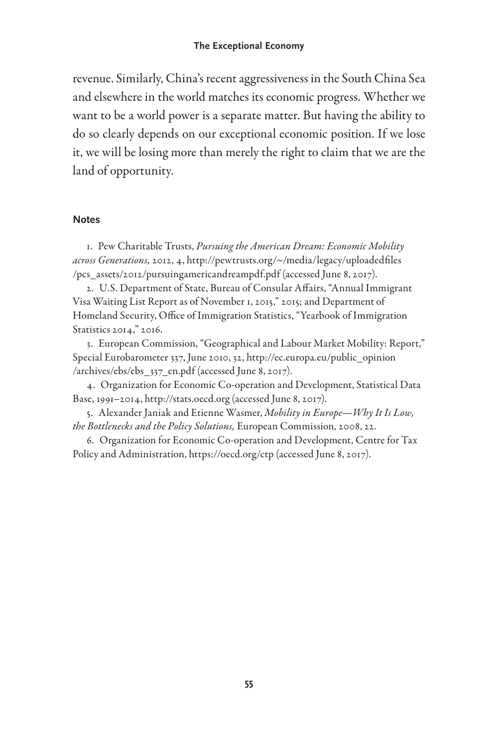revenue. Similarly, China's recent aggressiveness in the South China Sea and elsewhere in the world matches its economic progress. Whether we want to be a world power is a separate matter. But having the ability to do so clearly depends on our exceptional economic position. If we lose it, we will be losing more than merely the right to claim that we are the land of opportunity.

### Notes

1. Pew Charitable Trusts, *Pursuing the American Dream: Economic Mobility across Generations,* 2012, 4, http://pewtrusts.org/~/media/legacy/uploadedfiles/pcs_assets/2012/pursuingamericandreampdf.pdf (accessed June 8, 2017).
2. U.S. Department of State, Bureau of Consular Affairs, "Annual Immigrant Visa Waiting List Report as of November 1, 2015," 2015; and Department of Homeland Security, Office of Immigration Statistics, "Yearbook of Immigration Statistics 2014," 2016.
3. European Commission, "Geographical and Labour Market Mobility: Report," Special Eurobarometer 337, June 2010, 32, http://ec.europa.eu/public_opinion/archives/ebs/ebs_337_en.pdf (accessed June 8, 2017).
4. Organization for Economic Co-operation and Development, Statistical Data Base, 1991–2014, http://stats.oecd.org (accessed June 8, 2017).
5. Alexander Janiak and Etienne Wasmer, *Mobility in Europe—Why It Is Low, the Bottlenecks and the Policy Solutions,* European Commission, 2008, 22.
6. Organization for Economic Co-operation and Development, Centre for Tax Policy and Administration, https://oecd.org/ctp (accessed June 8, 2017).